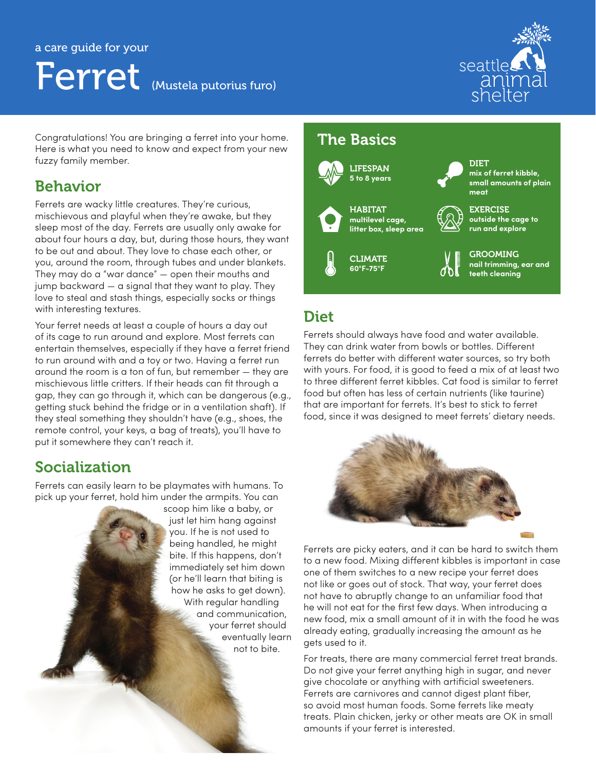a care guide for your

# Ferret (Mustela putorius furo)

seattle animal shelter

Congratulations! You are bringing a ferret into your home. Here is what you need to know and expect from your new fuzzy family member.

## Behavior

Ferrets are wacky little creatures. They're curious, mischievous and playful when they're awake, but they sleep most of the day. Ferrets are usually only awake for about four hours a day, but, during those hours, they want to be out and about. They love to chase each other, or you, around the room, through tubes and under blankets. They may do a "war dance" — open their mouths and jump backward — a signal that they want to play. They love to steal and stash things, especially socks or things with interesting textures.

Your ferret needs at least a couple of hours a day out of its cage to run around and explore. Most ferrets can entertain themselves, especially if they have a ferret friend to run around with and a toy or two. Having a ferret run around the room is a ton of fun, but remember — they are mischievous little critters. If their heads can fit through a gap, they can go through it, which can be dangerous (e.g., getting stuck behind the fridge or in a ventilation shaft). If they steal something they shouldn't have (e.g., shoes, the remote control, your keys, a bag of treats), you'll have to put it somewhere they can't reach it.

## Socialization

Ferrets can easily learn to be playmates with humans. To pick up your ferret, hold him under the armpits. You can scoop him like a baby, or just let him hang against you. If he is not used to being handled, he might bite. If this happens, don't immediately set him down (or he'll learn that biting is how he asks to get down). With regular handling and communication, your ferret should eventually learn not to bite.

## The Basics

**LIFESPAN**
5 to 8 years

**HABITAT**
multilevel cage, litter box, sleep area

**CLIMATE**
60°F–75°F

**DIET**
mix of ferret kibble, small amounts of plain meat

**EXERCISE**
outside the cage to run and explore

**GROOMING**
nail trimming, ear and teeth cleaning

## Diet

Ferrets should always have food and water available. They can drink water from bowls or bottles. Different ferrets do better with different water sources, so try both with yours. For food, it is good to feed a mix of at least two to three different ferret kibbles. Cat food is similar to ferret food but often has less of certain nutrients (like taurine) that are important for ferrets. It's best to stick to ferret food, since it was designed to meet ferrets' dietary needs.

Ferrets are picky eaters, and it can be hard to switch them to a new food. Mixing different kibbles is important in case one of them switches to a new recipe your ferret does not like or goes out of stock. That way, your ferret does not have to abruptly change to an unfamiliar food that he will not eat for the first few days. When introducing a new food, mix a small amount of it in with the food he was already eating, gradually increasing the amount as he gets used to it.

For treats, there are many commercial ferret treat brands. Do not give your ferret anything high in sugar, and never give chocolate or anything with artificial sweeteners. Ferrets are carnivores and cannot digest plant fiber, so avoid most human foods. Some ferrets like meaty treats. Plain chicken, jerky or other meats are OK in small amounts if your ferret is interested.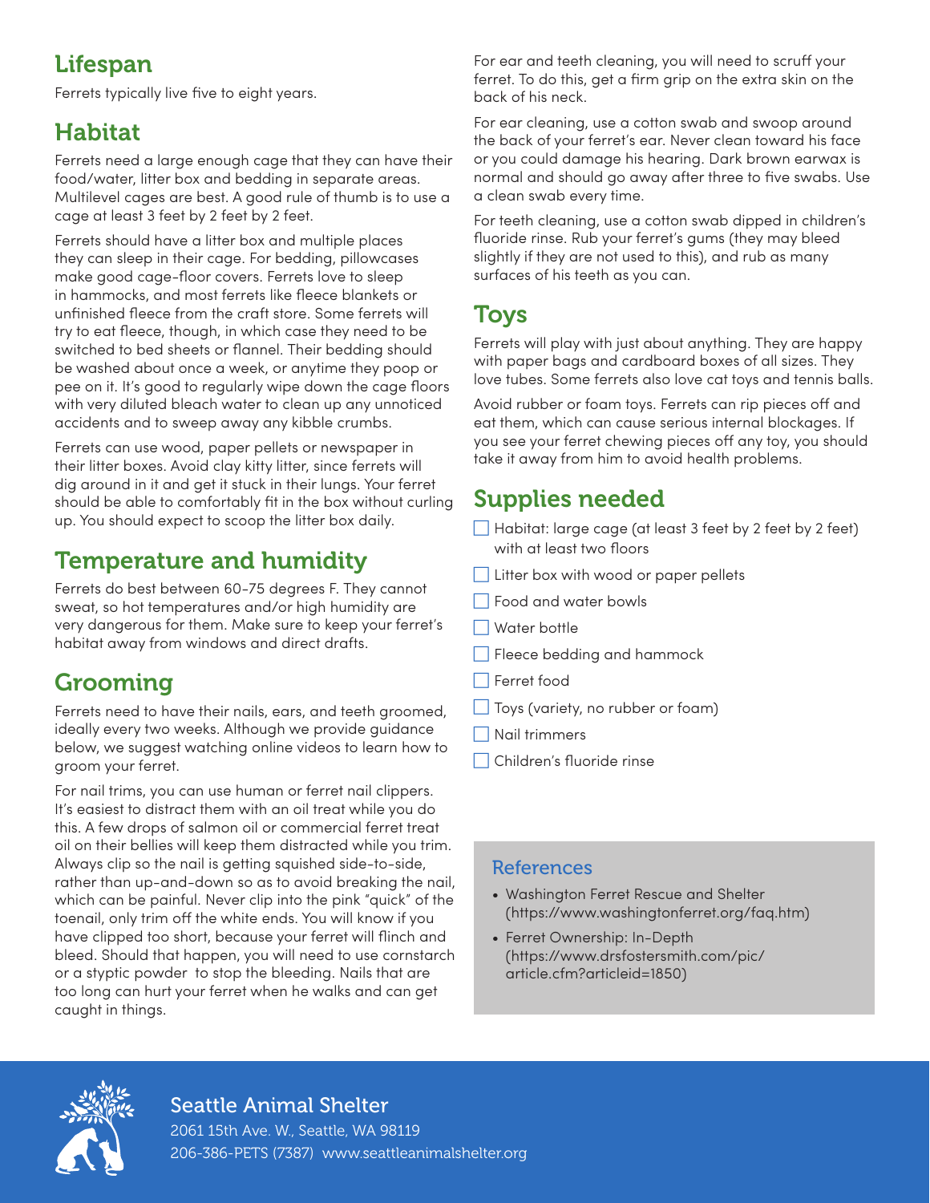## Lifespan

Ferrets typically live five to eight years.

## Habitat

Ferrets need a large enough cage that they can have their food/water, litter box and bedding in separate areas. Multilevel cages are best. A good rule of thumb is to use a cage at least 3 feet by 2 feet by 2 feet.

Ferrets should have a litter box and multiple places they can sleep in their cage. For bedding, pillowcases make good cage-floor covers. Ferrets love to sleep in hammocks, and most ferrets like fleece blankets or unfinished fleece from the craft store. Some ferrets will try to eat fleece, though, in which case they need to be switched to bed sheets or flannel. Their bedding should be washed about once a week, or anytime they poop or pee on it. It's good to regularly wipe down the cage floors with very diluted bleach water to clean up any unnoticed accidents and to sweep away any kibble crumbs.

Ferrets can use wood, paper pellets or newspaper in their litter boxes. Avoid clay kitty litter, since ferrets will dig around in it and get it stuck in their lungs. Your ferret should be able to comfortably fit in the box without curling up. You should expect to scoop the litter box daily.

## Temperature and humidity

Ferrets do best between 60-75 degrees F. They cannot sweat, so hot temperatures and/or high humidity are very dangerous for them. Make sure to keep your ferret's habitat away from windows and direct drafts.

## Grooming

Ferrets need to have their nails, ears, and teeth groomed, ideally every two weeks. Although we provide guidance below, we suggest watching online videos to learn how to groom your ferret.

For nail trims, you can use human or ferret nail clippers. It's easiest to distract them with an oil treat while you do this. A few drops of salmon oil or commercial ferret treat oil on their bellies will keep them distracted while you trim. Always clip so the nail is getting squished side-to-side, rather than up-and-down so as to avoid breaking the nail, which can be painful. Never clip into the pink "quick" of the toenail, only trim off the white ends. You will know if you have clipped too short, because your ferret will flinch and bleed. Should that happen, you will need to use cornstarch or a styptic powder to stop the bleeding. Nails that are too long can hurt your ferret when he walks and can get caught in things.

For ear and teeth cleaning, you will need to scruff your ferret. To do this, get a firm grip on the extra skin on the back of his neck.

For ear cleaning, use a cotton swab and swoop around the back of your ferret's ear. Never clean toward his face or you could damage his hearing. Dark brown earwax is normal and should go away after three to five swabs. Use a clean swab every time.

For teeth cleaning, use a cotton swab dipped in children's fluoride rinse. Rub your ferret's gums (they may bleed slightly if they are not used to this), and rub as many surfaces of his teeth as you can.

## Toys

Ferrets will play with just about anything. They are happy with paper bags and cardboard boxes of all sizes. They love tubes. Some ferrets also love cat toys and tennis balls.

Avoid rubber or foam toys. Ferrets can rip pieces off and eat them, which can cause serious internal blockages. If you see your ferret chewing pieces off any toy, you should take it away from him to avoid health problems.

## Supplies needed

- [ ] Habitat: large cage (at least 3 feet by 2 feet by 2 feet) with at least two floors
- [ ] Litter box with wood or paper pellets
- [ ] Food and water bowls
- [ ] Water bottle
- [ ] Fleece bedding and hammock
- [ ] Ferret food
- [ ] Toys (variety, no rubber or foam)
- [ ] Nail trimmers
- [ ] Children's fluoride rinse

### References

- Washington Ferret Rescue and Shelter (https://www.washingtonferret.org/faq.htm)
- Ferret Ownership: In-Depth (https://www.drsfostersmith.com/pic/article.cfm?articleid=1850)

Seattle Animal Shelter
2061 15th Ave. W., Seattle, WA 98119
206-386-PETS (7387) www.seattleanimalshelter.org